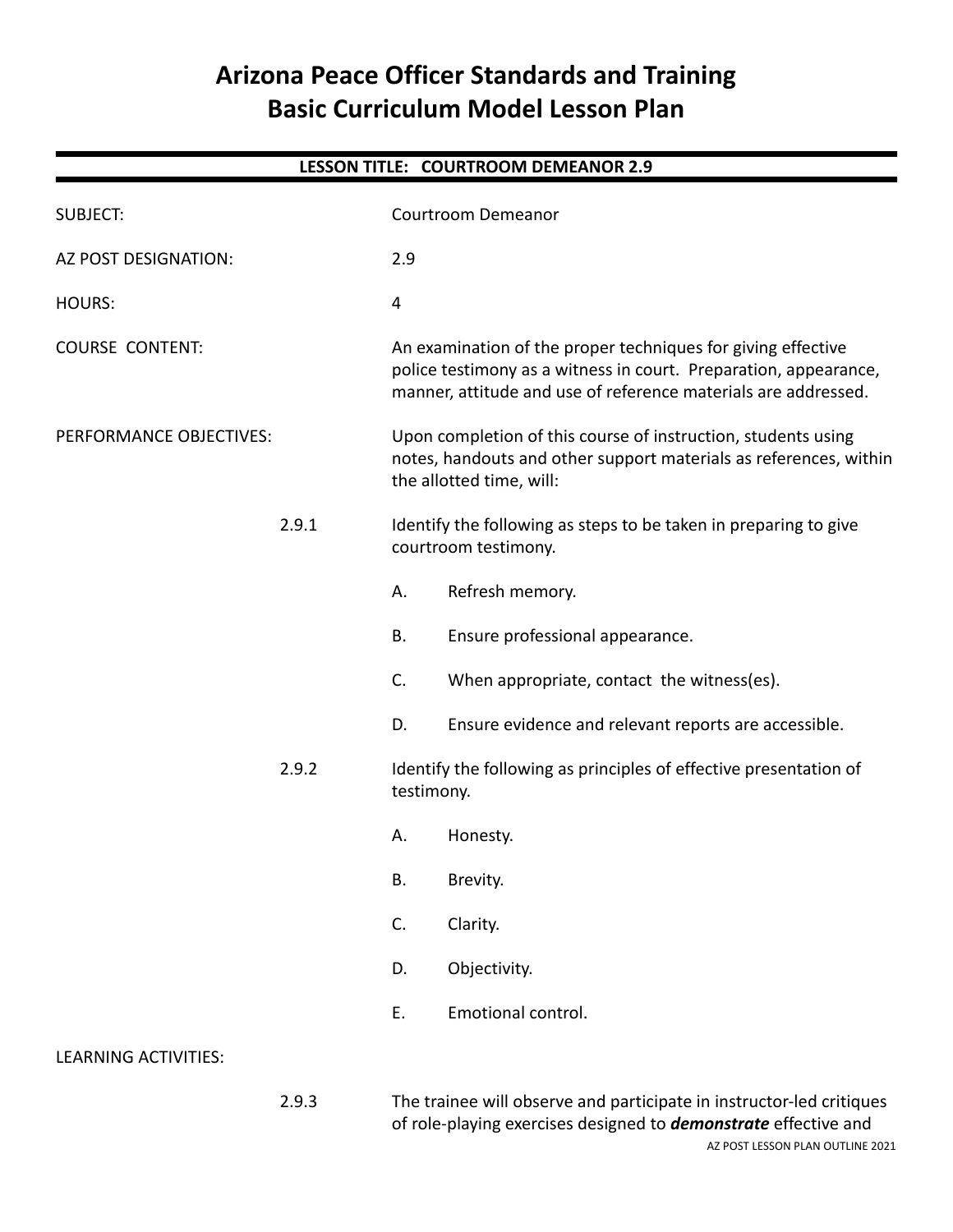# Arizona Peace Officer Standards and Training
# Basic Curriculum Model Lesson Plan

## LESSON TITLE: COURTROOM DEMEANOR 2.9

SUBJECT: Courtroom Demeanor

AZ POST DESIGNATION: 2.9

HOURS: 4

COURSE CONTENT: An examination of the proper techniques for giving effective police testimony as a witness in court. Preparation, appearance, manner, attitude and use of reference materials are addressed.

PERFORMANCE OBJECTIVES: Upon completion of this course of instruction, students using notes, handouts and other support materials as references, within the allotted time, will:

2.9.1 Identify the following as steps to be taken in preparing to give courtroom testimony.

- A. Refresh memory.
- B. Ensure professional appearance.
- C. When appropriate, contact the witness(es).
- D. Ensure evidence and relevant reports are accessible.

2.9.2 Identify the following as principles of effective presentation of testimony.

- A. Honesty.
- B. Brevity.
- C. Clarity.
- D. Objectivity.
- E. Emotional control.

LEARNING ACTIVITIES:

2.9.3 The trainee will observe and participate in instructor-led critiques of role-playing exercises designed to ***demonstrate*** effective and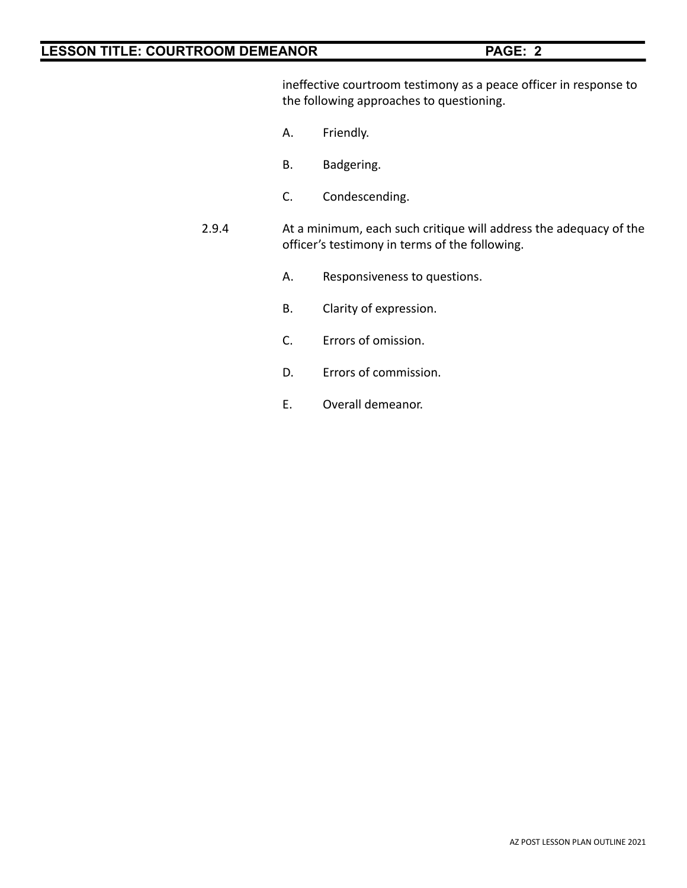ineffective courtroom testimony as a peace officer in response to the following approaches to questioning.

A. Friendly.

B. Badgering.

C. Condescending.

2.9.4 At a minimum, each such critique will address the adequacy of the officer's testimony in terms of the following.

A. Responsiveness to questions.

B. Clarity of expression.

C. Errors of omission.

D. Errors of commission.

E. Overall demeanor.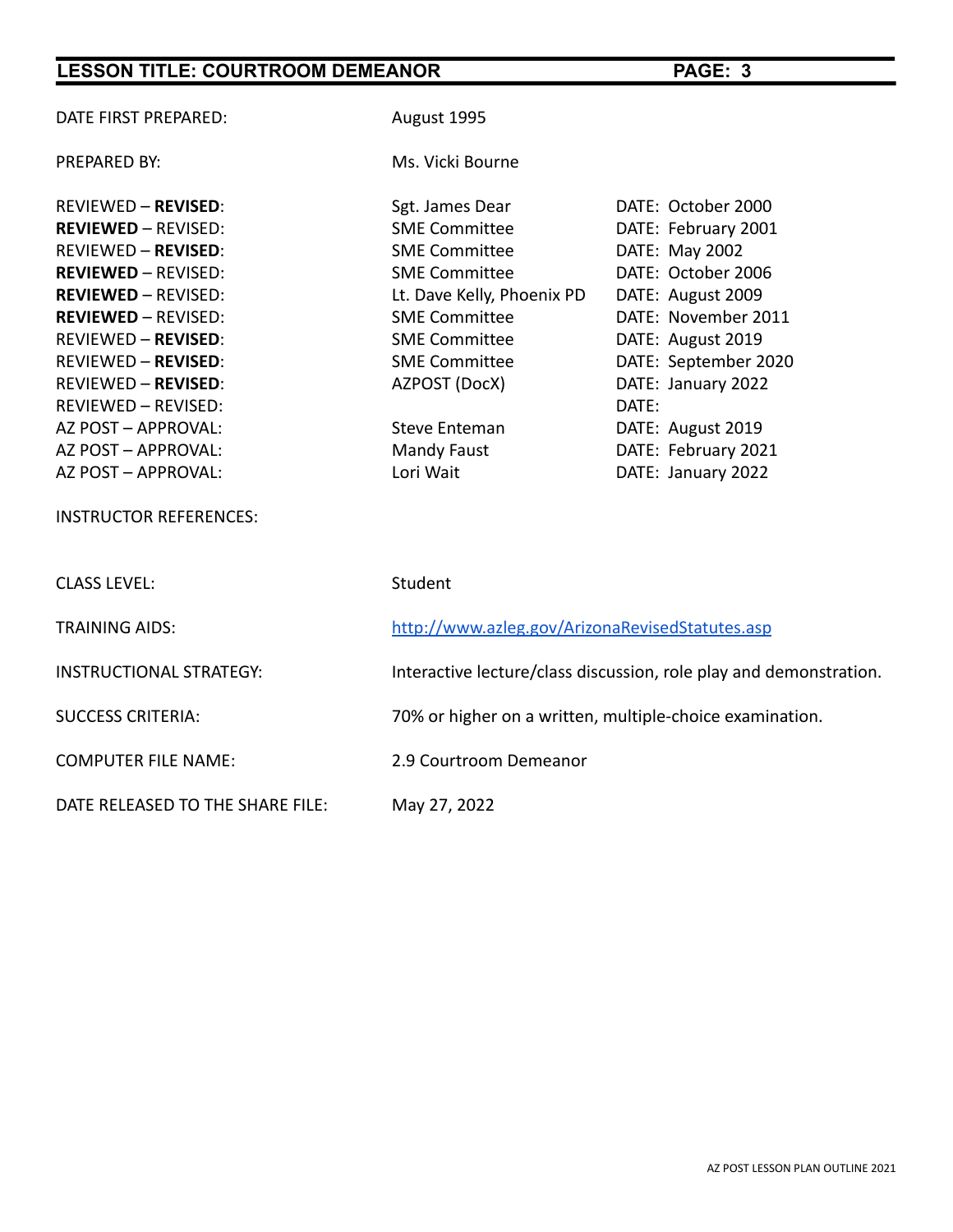| | | |
|---|---|---|
| DATE FIRST PREPARED: | August 1995 | |
| PREPARED BY: | Ms. Vicki Bourne | |
| REVIEWED – **REVISED**: | Sgt. James Dear | DATE: October 2000 |
| **REVIEWED** – REVISED: | SME Committee | DATE: February 2001 |
| REVIEWED – **REVISED**: | SME Committee | DATE: May 2002 |
| **REVIEWED** – REVISED: | SME Committee | DATE: October 2006 |
| **REVIEWED** – REVISED: | Lt. Dave Kelly, Phoenix PD | DATE: August 2009 |
| **REVIEWED** – REVISED: | SME Committee | DATE: November 2011 |
| REVIEWED – **REVISED**: | SME Committee | DATE: August 2019 |
| REVIEWED – **REVISED**: | SME Committee | DATE: September 2020 |
| REVIEWED – **REVISED**: | AZPOST (DocX) | DATE: January 2022 |
| REVIEWED – REVISED: | | DATE: |
| AZ POST – APPROVAL: | Steve Enteman | DATE: August 2019 |
| AZ POST – APPROVAL: | Mandy Faust | DATE: February 2021 |
| AZ POST – APPROVAL: | Lori Wait | DATE: January 2022 |
| INSTRUCTOR REFERENCES: | | |
| CLASS LEVEL: | Student | |
| TRAINING AIDS: | http://www.azleg.gov/ArizonaRevisedStatutes.asp | |
| INSTRUCTIONAL STRATEGY: | Interactive lecture/class discussion, role play and demonstration. | |
| SUCCESS CRITERIA: | 70% or higher on a written, multiple-choice examination. | |
| COMPUTER FILE NAME: | 2.9 Courtroom Demeanor | |
| DATE RELEASED TO THE SHARE FILE: | May 27, 2022 | |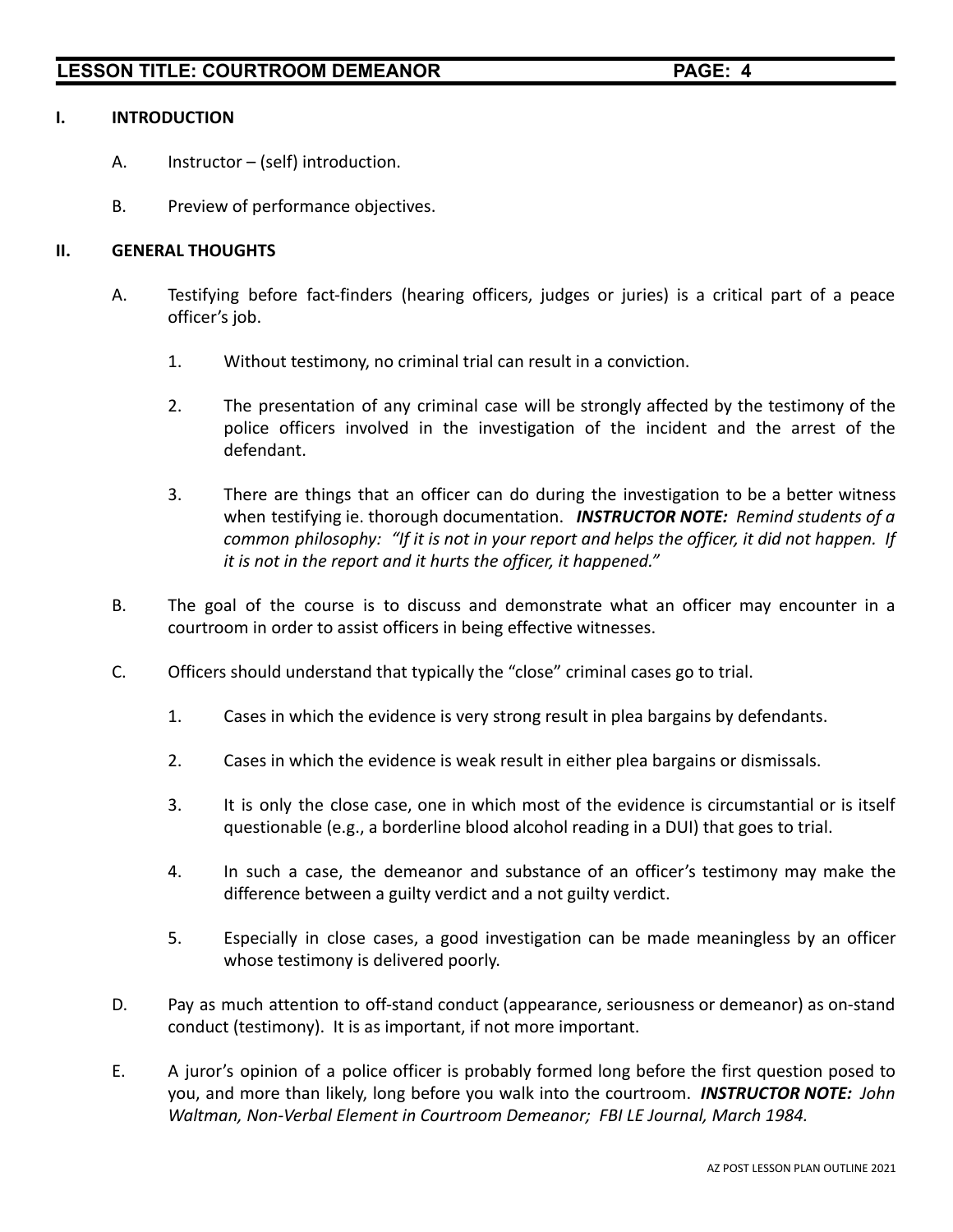## I. INTRODUCTION

A. Instructor – (self) introduction.

B. Preview of performance objectives.

## II. GENERAL THOUGHTS

A. Testifying before fact-finders (hearing officers, judges or juries) is a critical part of a peace officer's job.

1. Without testimony, no criminal trial can result in a conviction.

2. The presentation of any criminal case will be strongly affected by the testimony of the police officers involved in the investigation of the incident and the arrest of the defendant.

3. There are things that an officer can do during the investigation to be a better witness when testifying ie. thorough documentation. ***INSTRUCTOR NOTE:*** *Remind students of a common philosophy: "If it is not in your report and helps the officer, it did not happen. If it is not in the report and it hurts the officer, it happened."*

B. The goal of the course is to discuss and demonstrate what an officer may encounter in a courtroom in order to assist officers in being effective witnesses.

C. Officers should understand that typically the "close" criminal cases go to trial.

1. Cases in which the evidence is very strong result in plea bargains by defendants.

2. Cases in which the evidence is weak result in either plea bargains or dismissals.

3. It is only the close case, one in which most of the evidence is circumstantial or is itself questionable (e.g., a borderline blood alcohol reading in a DUI) that goes to trial.

4. In such a case, the demeanor and substance of an officer's testimony may make the difference between a guilty verdict and a not guilty verdict.

5. Especially in close cases, a good investigation can be made meaningless by an officer whose testimony is delivered poorly.

D. Pay as much attention to off-stand conduct (appearance, seriousness or demeanor) as on-stand conduct (testimony). It is as important, if not more important.

E. A juror's opinion of a police officer is probably formed long before the first question posed to you, and more than likely, long before you walk into the courtroom. ***INSTRUCTOR NOTE:*** *John Waltman, Non-Verbal Element in Courtroom Demeanor; FBI LE Journal, March 1984.*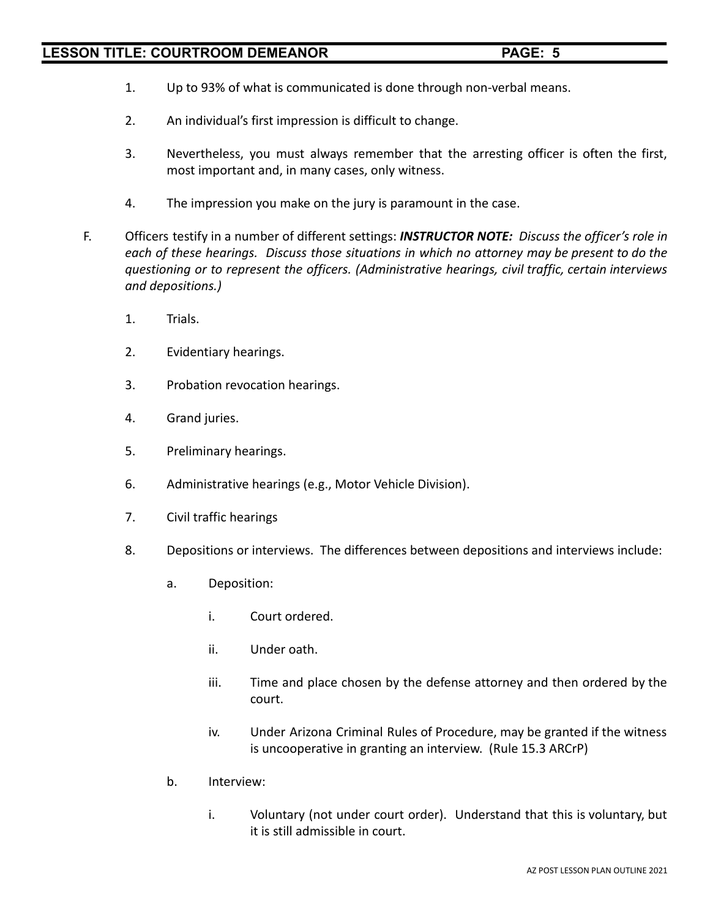1. Up to 93% of what is communicated is done through non-verbal means.

2. An individual's first impression is difficult to change.

3. Nevertheless, you must always remember that the arresting officer is often the first, most important and, in many cases, only witness.

4. The impression you make on the jury is paramount in the case.

F. Officers testify in a number of different settings: ***INSTRUCTOR NOTE:*** *Discuss the officer's role in each of these hearings. Discuss those situations in which no attorney may be present to do the questioning or to represent the officers. (Administrative hearings, civil traffic, certain interviews and depositions.)*

   1. Trials.

   2. Evidentiary hearings.

   3. Probation revocation hearings.

   4. Grand juries.

   5. Preliminary hearings.

   6. Administrative hearings (e.g., Motor Vehicle Division).

   7. Civil traffic hearings

   8. Depositions or interviews. The differences between depositions and interviews include:

      a. Deposition:

         i. Court ordered.

         ii. Under oath.

         iii. Time and place chosen by the defense attorney and then ordered by the court.

         iv. Under Arizona Criminal Rules of Procedure, may be granted if the witness is uncooperative in granting an interview. (Rule 15.3 ARCrP)

      b. Interview:

         i. Voluntary (not under court order). Understand that this is voluntary, but it is still admissible in court.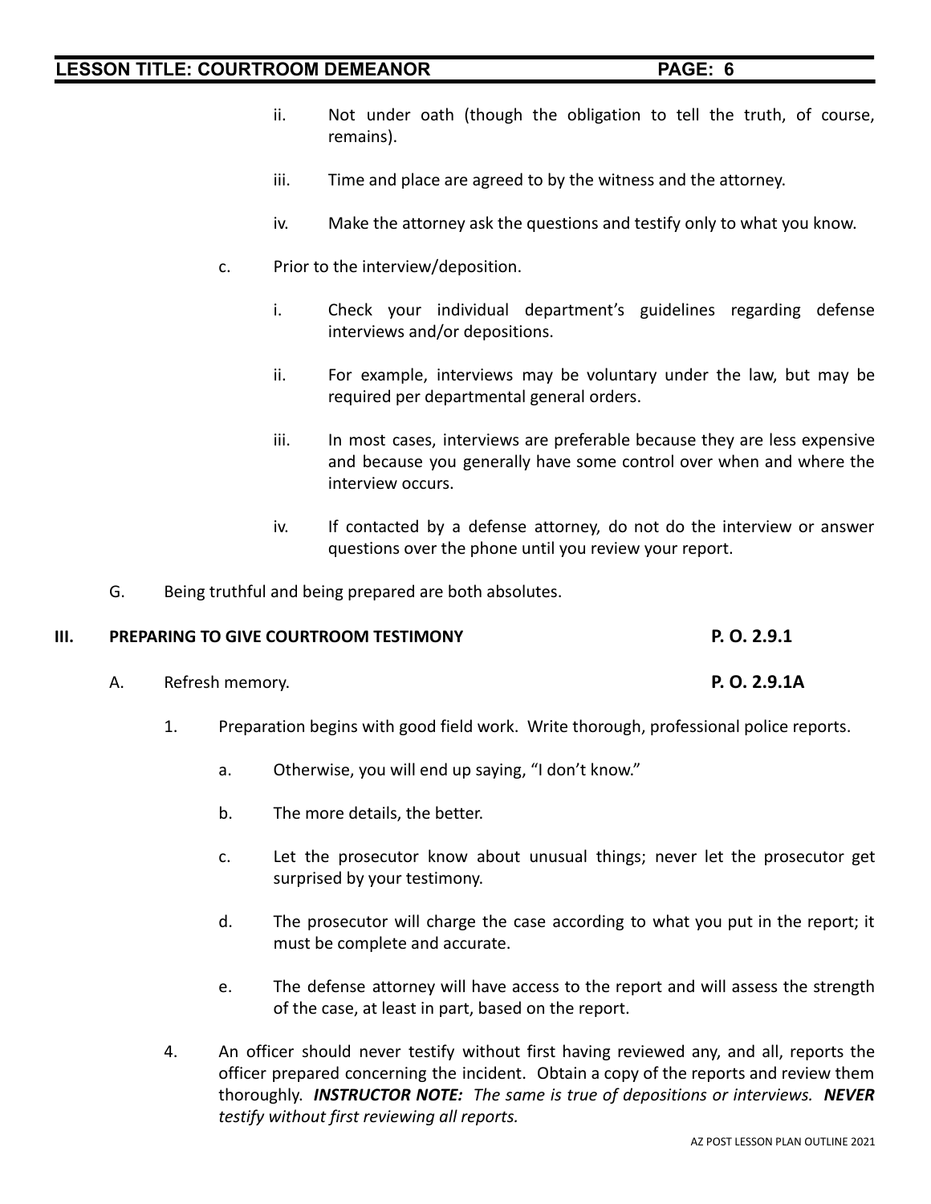ii. Not under oath (though the obligation to tell the truth, of course, remains).

iii. Time and place are agreed to by the witness and the attorney.

iv. Make the attorney ask the questions and testify only to what you know.

c. Prior to the interview/deposition.

i. Check your individual department's guidelines regarding defense interviews and/or depositions.

ii. For example, interviews may be voluntary under the law, but may be required per departmental general orders.

iii. In most cases, interviews are preferable because they are less expensive and because you generally have some control over when and where the interview occurs.

iv. If contacted by a defense attorney, do not do the interview or answer questions over the phone until you review your report.

G. Being truthful and being prepared are both absolutes.

## III. PREPARING TO GIVE COURTROOM TESTIMONY — P. O. 2.9.1

A. Refresh memory. **P. O. 2.9.1A**

1. Preparation begins with good field work. Write thorough, professional police reports.

a. Otherwise, you will end up saying, "I don't know."

b. The more details, the better.

c. Let the prosecutor know about unusual things; never let the prosecutor get surprised by your testimony.

d. The prosecutor will charge the case according to what you put in the report; it must be complete and accurate.

e. The defense attorney will have access to the report and will assess the strength of the case, at least in part, based on the report.

4. An officer should never testify without first having reviewed any, and all, reports the officer prepared concerning the incident. Obtain a copy of the reports and review them thoroughly. ***INSTRUCTOR NOTE:*** *The same is true of depositions or interviews.* ***NEVER*** *testify without first reviewing all reports.*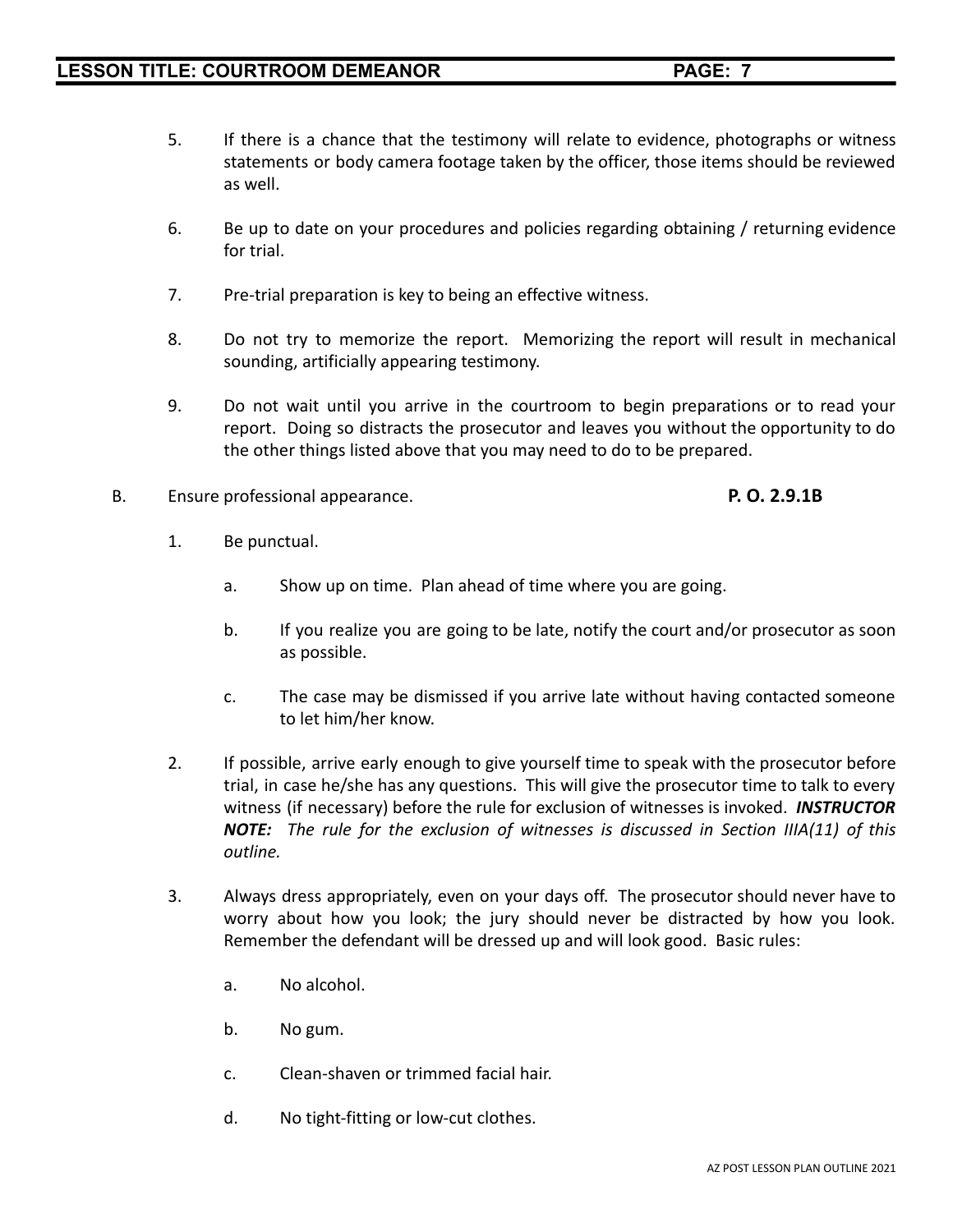5. If there is a chance that the testimony will relate to evidence, photographs or witness statements or body camera footage taken by the officer, those items should be reviewed as well.

6. Be up to date on your procedures and policies regarding obtaining / returning evidence for trial.

7. Pre-trial preparation is key to being an effective witness.

8. Do not try to memorize the report. Memorizing the report will result in mechanical sounding, artificially appearing testimony.

9. Do not wait until you arrive in the courtroom to begin preparations or to read your report. Doing so distracts the prosecutor and leaves you without the opportunity to do the other things listed above that you may need to do to be prepared.

B. Ensure professional appearance. **P. O. 2.9.1B**

1. Be punctual.

   a. Show up on time. Plan ahead of time where you are going.

   b. If you realize you are going to be late, notify the court and/or prosecutor as soon as possible.

   c. The case may be dismissed if you arrive late without having contacted someone to let him/her know.

2. If possible, arrive early enough to give yourself time to speak with the prosecutor before trial, in case he/she has any questions. This will give the prosecutor time to talk to every witness (if necessary) before the rule for exclusion of witnesses is invoked. ***INSTRUCTOR NOTE:*** *The rule for the exclusion of witnesses is discussed in Section IIIA(11) of this outline.*

3. Always dress appropriately, even on your days off. The prosecutor should never have to worry about how you look; the jury should never be distracted by how you look. Remember the defendant will be dressed up and will look good. Basic rules:

   a. No alcohol.

   b. No gum.

   c. Clean-shaven or trimmed facial hair.

   d. No tight-fitting or low-cut clothes.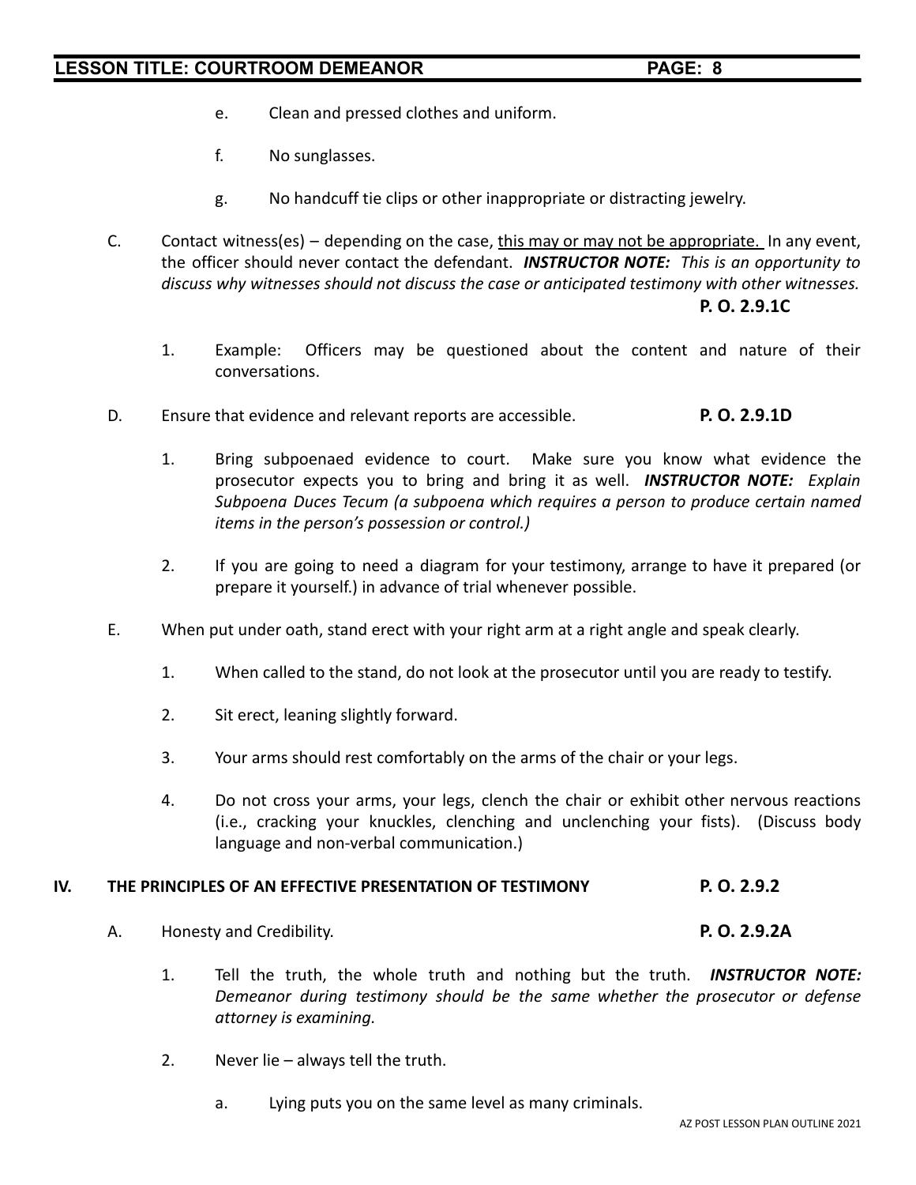e. Clean and pressed clothes and uniform.

f. No sunglasses.

g. No handcuff tie clips or other inappropriate or distracting jewelry.

C. Contact witness(es) – depending on the case, <u>this may or may not be appropriate.</u> In any event, the officer should never contact the defendant. ***INSTRUCTOR NOTE:*** *This is an opportunity to discuss why witnesses should not discuss the case or anticipated testimony with other witnesses.* **P. O. 2.9.1C**

1. Example: Officers may be questioned about the content and nature of their conversations.

D. Ensure that evidence and relevant reports are accessible. **P. O. 2.9.1D**

1. Bring subpoenaed evidence to court. Make sure you know what evidence the prosecutor expects you to bring and bring it as well. ***INSTRUCTOR NOTE:*** *Explain Subpoena Duces Tecum (a subpoena which requires a person to produce certain named items in the person's possession or control.)*

2. If you are going to need a diagram for your testimony, arrange to have it prepared (or prepare it yourself.) in advance of trial whenever possible.

E. When put under oath, stand erect with your right arm at a right angle and speak clearly.

1. When called to the stand, do not look at the prosecutor until you are ready to testify.

2. Sit erect, leaning slightly forward.

3. Your arms should rest comfortably on the arms of the chair or your legs.

4. Do not cross your arms, your legs, clench the chair or exhibit other nervous reactions (i.e., cracking your knuckles, clenching and unclenching your fists). (Discuss body language and non-verbal communication.)

**IV. THE PRINCIPLES OF AN EFFECTIVE PRESENTATION OF TESTIMONY** **P. O. 2.9.2**

A. Honesty and Credibility. **P. O. 2.9.2A**

1. Tell the truth, the whole truth and nothing but the truth. ***INSTRUCTOR NOTE:*** *Demeanor during testimony should be the same whether the prosecutor or defense attorney is examining.*

2. Never lie – always tell the truth.

a. Lying puts you on the same level as many criminals.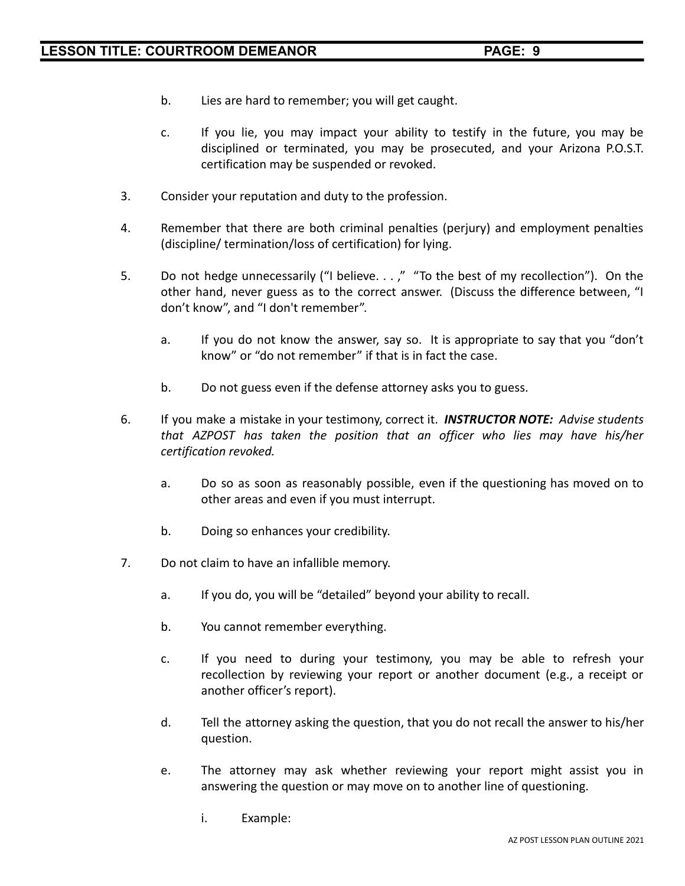b. Lies are hard to remember; you will get caught.

   c. If you lie, you may impact your ability to testify in the future, you may be disciplined or terminated, you may be prosecuted, and your Arizona P.O.S.T. certification may be suspended or revoked.

3. Consider your reputation and duty to the profession.

4. Remember that there are both criminal penalties (perjury) and employment penalties (discipline/ termination/loss of certification) for lying.

5. Do not hedge unnecessarily ("I believe. . . ," "To the best of my recollection"). On the other hand, never guess as to the correct answer. (Discuss the difference between, "I don't know", and "I don't remember".

   a. If you do not know the answer, say so. It is appropriate to say that you "don't know" or "do not remember" if that is in fact the case.

   b. Do not guess even if the defense attorney asks you to guess.

6. If you make a mistake in your testimony, correct it. ***INSTRUCTOR NOTE:*** *Advise students that AZPOST has taken the position that an officer who lies may have his/her certification revoked.*

   a. Do so as soon as reasonably possible, even if the questioning has moved on to other areas and even if you must interrupt.

   b. Doing so enhances your credibility.

7. Do not claim to have an infallible memory.

   a. If you do, you will be "detailed" beyond your ability to recall.

   b. You cannot remember everything.

   c. If you need to during your testimony, you may be able to refresh your recollection by reviewing your report or another document (e.g., a receipt or another officer's report).

   d. Tell the attorney asking the question, that you do not recall the answer to his/her question.

   e. The attorney may ask whether reviewing your report might assist you in answering the question or may move on to another line of questioning.

      i. Example: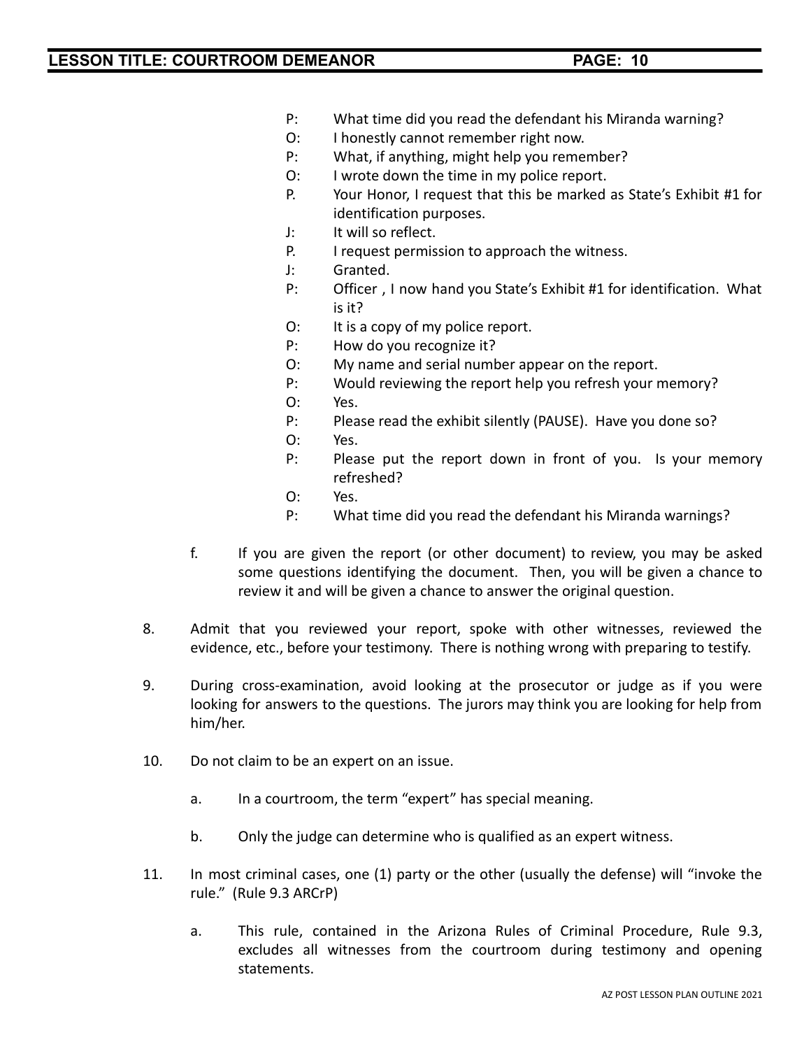P: What time did you read the defendant his Miranda warning?
O: I honestly cannot remember right now.
P: What, if anything, might help you remember?
O: I wrote down the time in my police report.
P. Your Honor, I request that this be marked as State's Exhibit #1 for identification purposes.
J: It will so reflect.
P. I request permission to approach the witness.
J: Granted.
P: Officer , I now hand you State's Exhibit #1 for identification. What is it?
O: It is a copy of my police report.
P: How do you recognize it?
O: My name and serial number appear on the report.
P: Would reviewing the report help you refresh your memory?
O: Yes.
P: Please read the exhibit silently (PAUSE). Have you done so?
O: Yes.
P: Please put the report down in front of you. Is your memory refreshed?
O: Yes.
P: What time did you read the defendant his Miranda warnings?

f. If you are given the report (or other document) to review, you may be asked some questions identifying the document. Then, you will be given a chance to review it and will be given a chance to answer the original question.

8. Admit that you reviewed your report, spoke with other witnesses, reviewed the evidence, etc., before your testimony. There is nothing wrong with preparing to testify.

9. During cross-examination, avoid looking at the prosecutor or judge as if you were looking for answers to the questions. The jurors may think you are looking for help from him/her.

10. Do not claim to be an expert on an issue.

    a. In a courtroom, the term "expert" has special meaning.

    b. Only the judge can determine who is qualified as an expert witness.

11. In most criminal cases, one (1) party or the other (usually the defense) will "invoke the rule." (Rule 9.3 ARCrP)

    a. This rule, contained in the Arizona Rules of Criminal Procedure, Rule 9.3, excludes all witnesses from the courtroom during testimony and opening statements.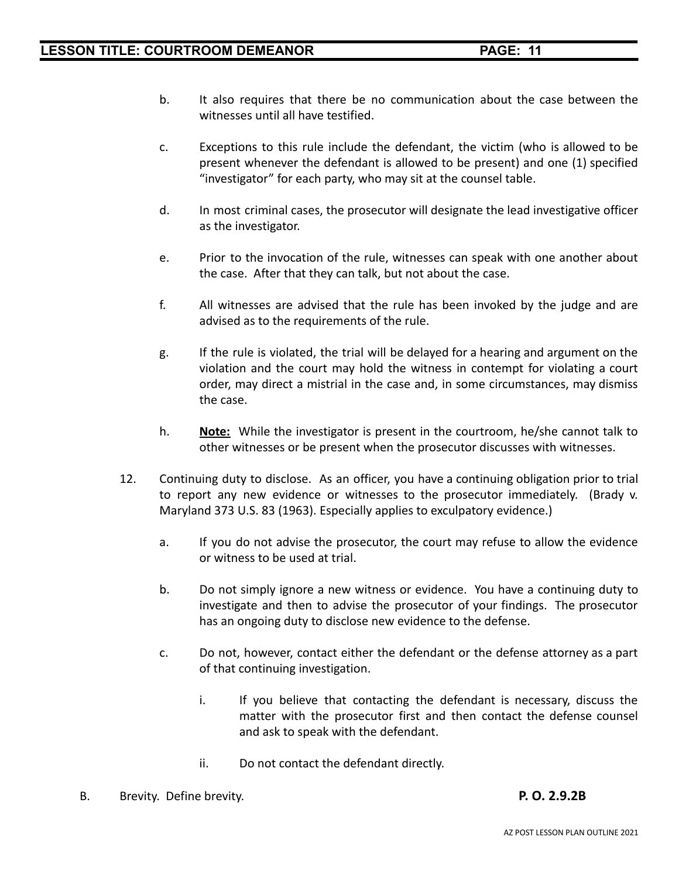b. It also requires that there be no communication about the case between the witnesses until all have testified.

c. Exceptions to this rule include the defendant, the victim (who is allowed to be present whenever the defendant is allowed to be present) and one (1) specified "investigator" for each party, who may sit at the counsel table.

d. In most criminal cases, the prosecutor will designate the lead investigative officer as the investigator.

e. Prior to the invocation of the rule, witnesses can speak with one another about the case. After that they can talk, but not about the case.

f. All witnesses are advised that the rule has been invoked by the judge and are advised as to the requirements of the rule.

g. If the rule is violated, the trial will be delayed for a hearing and argument on the violation and the court may hold the witness in contempt for violating a court order, may direct a mistrial in the case and, in some circumstances, may dismiss the case.

h. **<u>Note:</u>** While the investigator is present in the courtroom, he/she cannot talk to other witnesses or be present when the prosecutor discusses with witnesses.

12. Continuing duty to disclose. As an officer, you have a continuing obligation prior to trial to report any new evidence or witnesses to the prosecutor immediately. (Brady v. Maryland 373 U.S. 83 (1963). Especially applies to exculpatory evidence.)

    a. If you do not advise the prosecutor, the court may refuse to allow the evidence or witness to be used at trial.

    b. Do not simply ignore a new witness or evidence. You have a continuing duty to investigate and then to advise the prosecutor of your findings. The prosecutor has an ongoing duty to disclose new evidence to the defense.

    c. Do not, however, contact either the defendant or the defense attorney as a part of that continuing investigation.

        i. If you believe that contacting the defendant is necessary, discuss the matter with the prosecutor first and then contact the defense counsel and ask to speak with the defendant.

        ii. Do not contact the defendant directly.

B. Brevity. Define brevity. **P. O. 2.9.2B**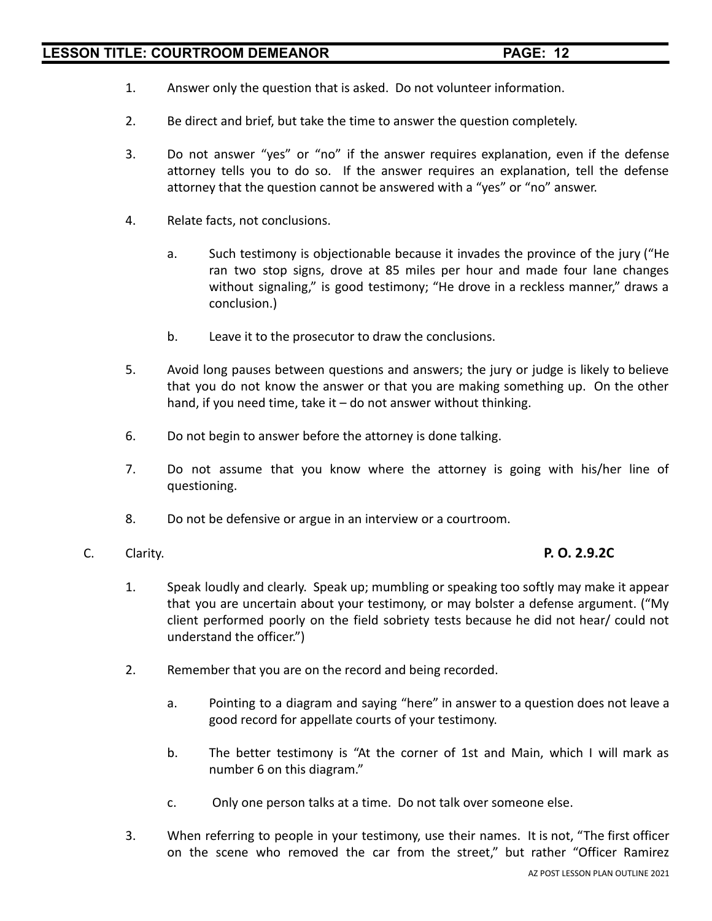1. Answer only the question that is asked. Do not volunteer information.

2. Be direct and brief, but take the time to answer the question completely.

3. Do not answer "yes" or "no" if the answer requires explanation, even if the defense attorney tells you to do so. If the answer requires an explanation, tell the defense attorney that the question cannot be answered with a "yes" or "no" answer.

4. Relate facts, not conclusions.

   a. Such testimony is objectionable because it invades the province of the jury ("He ran two stop signs, drove at 85 miles per hour and made four lane changes without signaling," is good testimony; "He drove in a reckless manner," draws a conclusion.)

   b. Leave it to the prosecutor to draw the conclusions.

5. Avoid long pauses between questions and answers; the jury or judge is likely to believe that you do not know the answer or that you are making something up. On the other hand, if you need time, take it – do not answer without thinking.

6. Do not begin to answer before the attorney is done talking.

7. Do not assume that you know where the attorney is going with his/her line of questioning.

8. Do not be defensive or argue in an interview or a courtroom.

C. Clarity. **P. O. 2.9.2C**

1. Speak loudly and clearly. Speak up; mumbling or speaking too softly may make it appear that you are uncertain about your testimony, or may bolster a defense argument. ("My client performed poorly on the field sobriety tests because he did not hear/ could not understand the officer.")

2. Remember that you are on the record and being recorded.

   a. Pointing to a diagram and saying "here" in answer to a question does not leave a good record for appellate courts of your testimony.

   b. The better testimony is "At the corner of 1st and Main, which I will mark as number 6 on this diagram."

   c. Only one person talks at a time. Do not talk over someone else.

3. When referring to people in your testimony, use their names. It is not, "The first officer on the scene who removed the car from the street," but rather "Officer Ramirez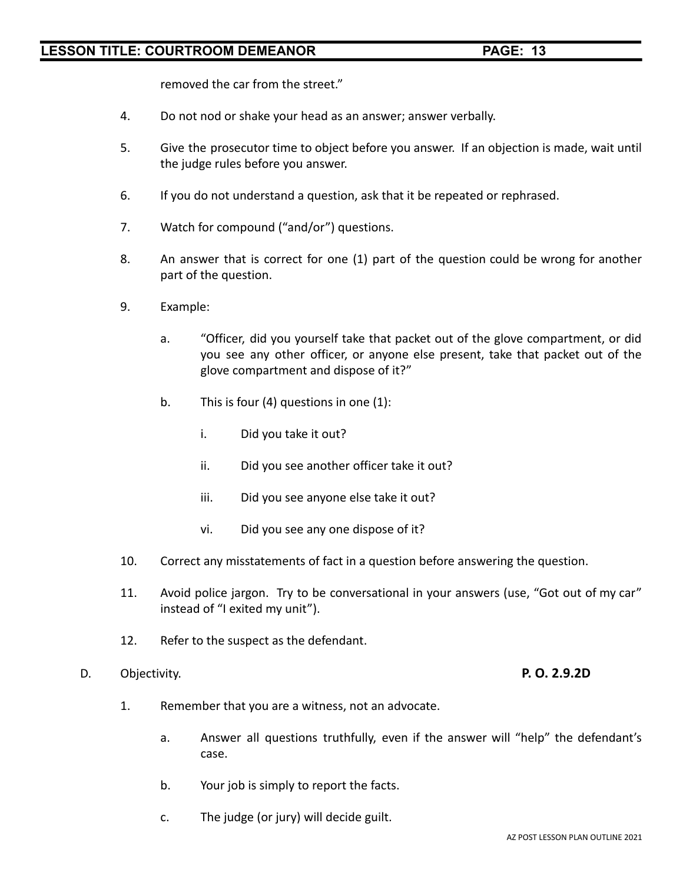removed the car from the street."

4. Do not nod or shake your head as an answer; answer verbally.

5. Give the prosecutor time to object before you answer. If an objection is made, wait until the judge rules before you answer.

6. If you do not understand a question, ask that it be repeated or rephrased.

7. Watch for compound ("and/or") questions.

8. An answer that is correct for one (1) part of the question could be wrong for another part of the question.

9. Example:

   a. "Officer, did you yourself take that packet out of the glove compartment, or did you see any other officer, or anyone else present, take that packet out of the glove compartment and dispose of it?"

   b. This is four (4) questions in one (1):

      i. Did you take it out?

      ii. Did you see another officer take it out?

      iii. Did you see anyone else take it out?

      vi. Did you see any one dispose of it?

10. Correct any misstatements of fact in a question before answering the question.

11. Avoid police jargon. Try to be conversational in your answers (use, "Got out of my car" instead of "I exited my unit").

12. Refer to the suspect as the defendant.

D. Objectivity. **P. O. 2.9.2D**

1. Remember that you are a witness, not an advocate.

   a. Answer all questions truthfully, even if the answer will "help" the defendant's case.

   b. Your job is simply to report the facts.

   c. The judge (or jury) will decide guilt.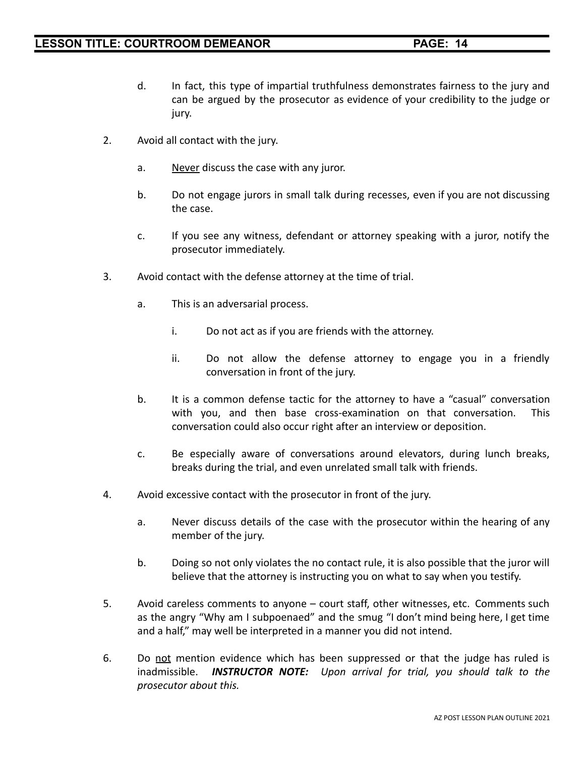d. In fact, this type of impartial truthfulness demonstrates fairness to the jury and can be argued by the prosecutor as evidence of your credibility to the judge or jury.

2. Avoid all contact with the jury.

   a. <u>Never</u> discuss the case with any juror.

   b. Do not engage jurors in small talk during recesses, even if you are not discussing the case.

   c. If you see any witness, defendant or attorney speaking with a juror, notify the prosecutor immediately.

3. Avoid contact with the defense attorney at the time of trial.

   a. This is an adversarial process.

      i. Do not act as if you are friends with the attorney.

      ii. Do not allow the defense attorney to engage you in a friendly conversation in front of the jury.

   b. It is a common defense tactic for the attorney to have a "casual" conversation with you, and then base cross-examination on that conversation. This conversation could also occur right after an interview or deposition.

   c. Be especially aware of conversations around elevators, during lunch breaks, breaks during the trial, and even unrelated small talk with friends.

4. Avoid excessive contact with the prosecutor in front of the jury.

   a. Never discuss details of the case with the prosecutor within the hearing of any member of the jury.

   b. Doing so not only violates the no contact rule, it is also possible that the juror will believe that the attorney is instructing you on what to say when you testify.

5. Avoid careless comments to anyone – court staff, other witnesses, etc. Comments such as the angry "Why am I subpoenaed" and the smug "I don't mind being here, I get time and a half," may well be interpreted in a manner you did not intend.

6. Do <u>not</u> mention evidence which has been suppressed or that the judge has ruled is inadmissible. ***INSTRUCTOR NOTE:*** *Upon arrival for trial, you should talk to the prosecutor about this.*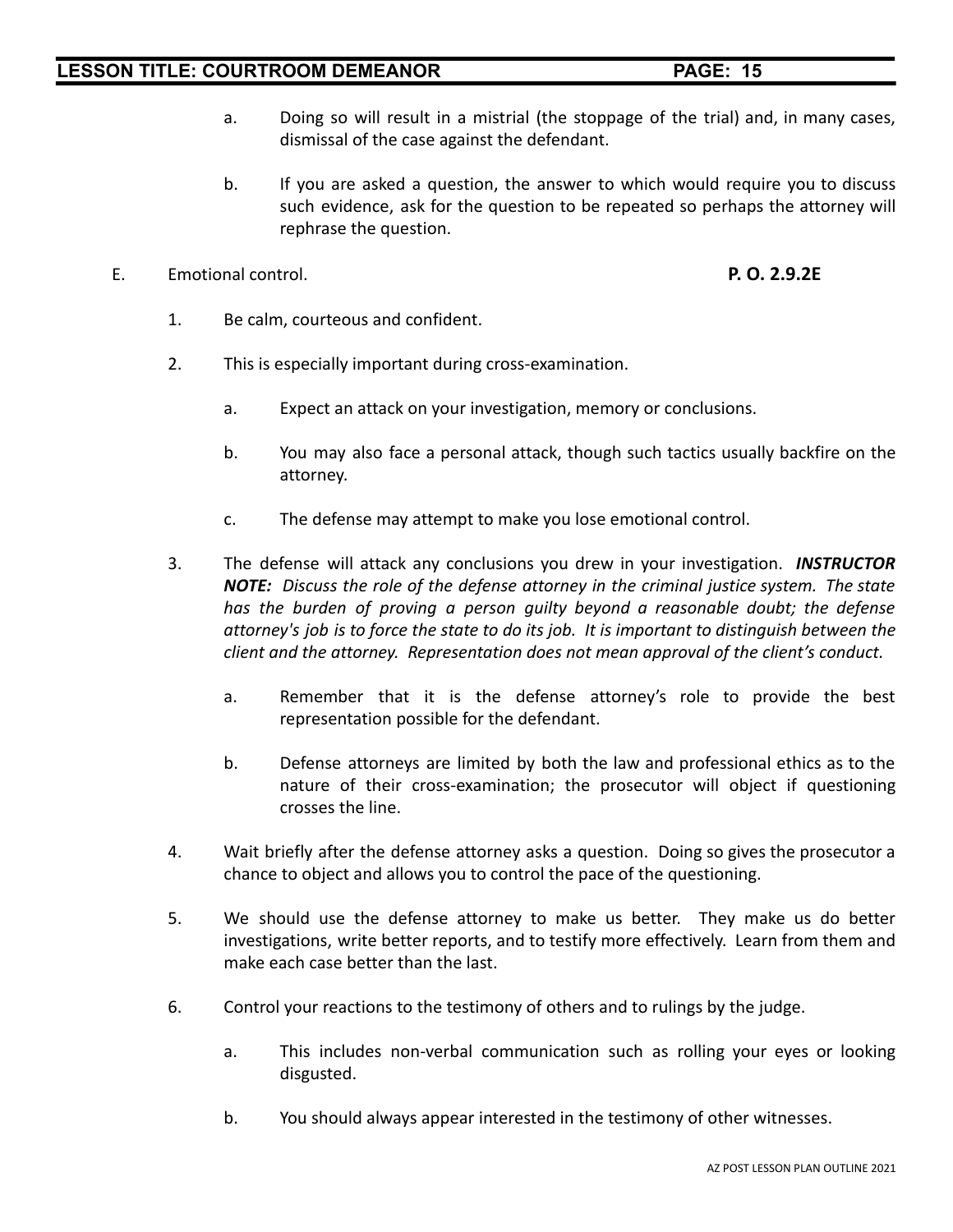a. Doing so will result in a mistrial (the stoppage of the trial) and, in many cases, dismissal of the case against the defendant.

b. If you are asked a question, the answer to which would require you to discuss such evidence, ask for the question to be repeated so perhaps the attorney will rephrase the question.

E. Emotional control. **P. O. 2.9.2E**

1. Be calm, courteous and confident.

2. This is especially important during cross-examination.

   a. Expect an attack on your investigation, memory or conclusions.

   b. You may also face a personal attack, though such tactics usually backfire on the attorney.

   c. The defense may attempt to make you lose emotional control.

3. The defense will attack any conclusions you drew in your investigation. ***INSTRUCTOR NOTE:*** *Discuss the role of the defense attorney in the criminal justice system. The state has the burden of proving a person guilty beyond a reasonable doubt; the defense attorney's job is to force the state to do its job. It is important to distinguish between the client and the attorney. Representation does not mean approval of the client's conduct.*

   a. Remember that it is the defense attorney's role to provide the best representation possible for the defendant.

   b. Defense attorneys are limited by both the law and professional ethics as to the nature of their cross-examination; the prosecutor will object if questioning crosses the line.

4. Wait briefly after the defense attorney asks a question. Doing so gives the prosecutor a chance to object and allows you to control the pace of the questioning.

5. We should use the defense attorney to make us better. They make us do better investigations, write better reports, and to testify more effectively. Learn from them and make each case better than the last.

6. Control your reactions to the testimony of others and to rulings by the judge.

   a. This includes non-verbal communication such as rolling your eyes or looking disgusted.

   b. You should always appear interested in the testimony of other witnesses.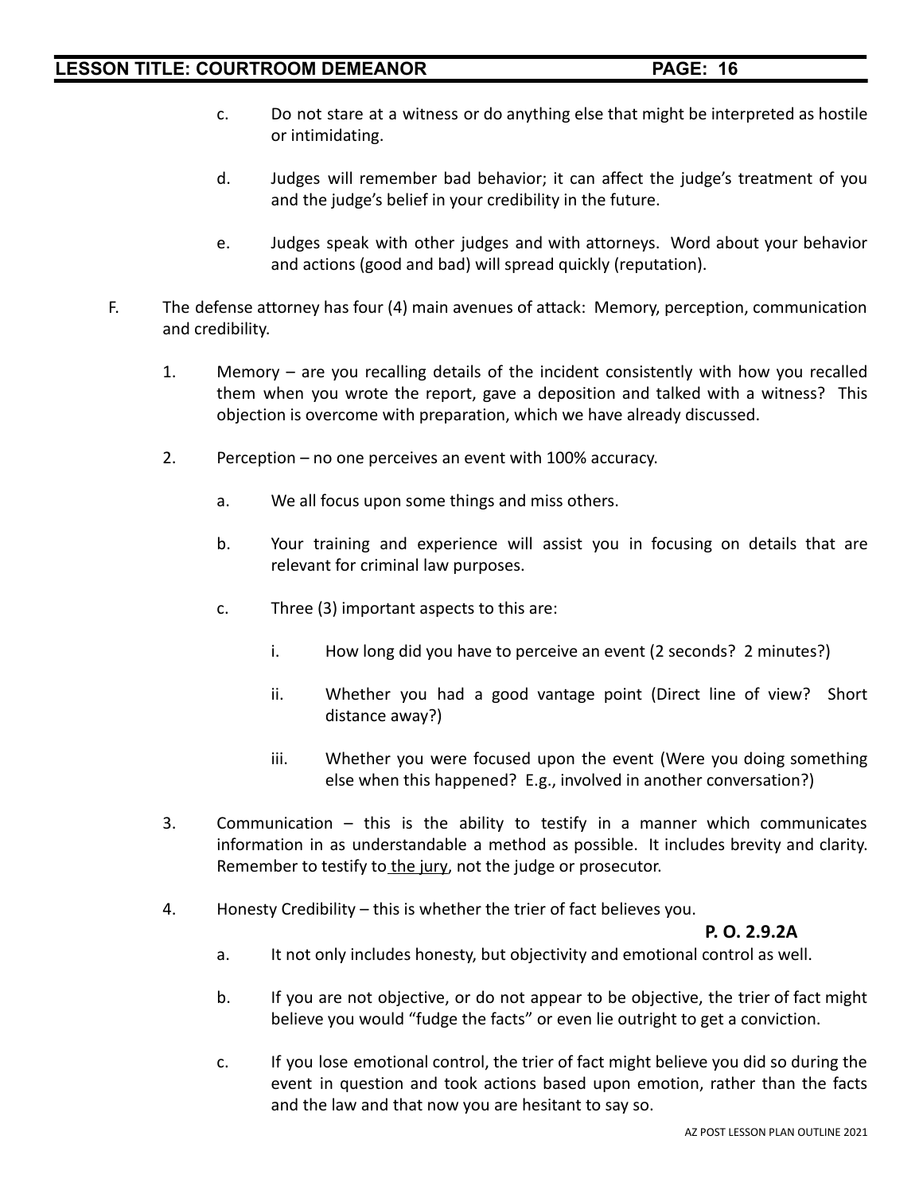c. Do not stare at a witness or do anything else that might be interpreted as hostile or intimidating.

d. Judges will remember bad behavior; it can affect the judge's treatment of you and the judge's belief in your credibility in the future.

e. Judges speak with other judges and with attorneys. Word about your behavior and actions (good and bad) will spread quickly (reputation).

F. The defense attorney has four (4) main avenues of attack: Memory, perception, communication and credibility.

1. Memory – are you recalling details of the incident consistently with how you recalled them when you wrote the report, gave a deposition and talked with a witness? This objection is overcome with preparation, which we have already discussed.

2. Perception – no one perceives an event with 100% accuracy.

   a. We all focus upon some things and miss others.

   b. Your training and experience will assist you in focusing on details that are relevant for criminal law purposes.

   c. Three (3) important aspects to this are:

      i. How long did you have to perceive an event (2 seconds? 2 minutes?)

      ii. Whether you had a good vantage point (Direct line of view? Short distance away?)

      iii. Whether you were focused upon the event (Were you doing something else when this happened? E.g., involved in another conversation?)

3. Communication – this is the ability to testify in a manner which communicates information in as understandable a method as possible. It includes brevity and clarity. Remember to testify to the jury, not the judge or prosecutor.

4. Honesty Credibility – this is whether the trier of fact believes you.

**P. O. 2.9.2A**

   a. It not only includes honesty, but objectivity and emotional control as well.

   b. If you are not objective, or do not appear to be objective, the trier of fact might believe you would "fudge the facts" or even lie outright to get a conviction.

   c. If you lose emotional control, the trier of fact might believe you did so during the event in question and took actions based upon emotion, rather than the facts and the law and that now you are hesitant to say so.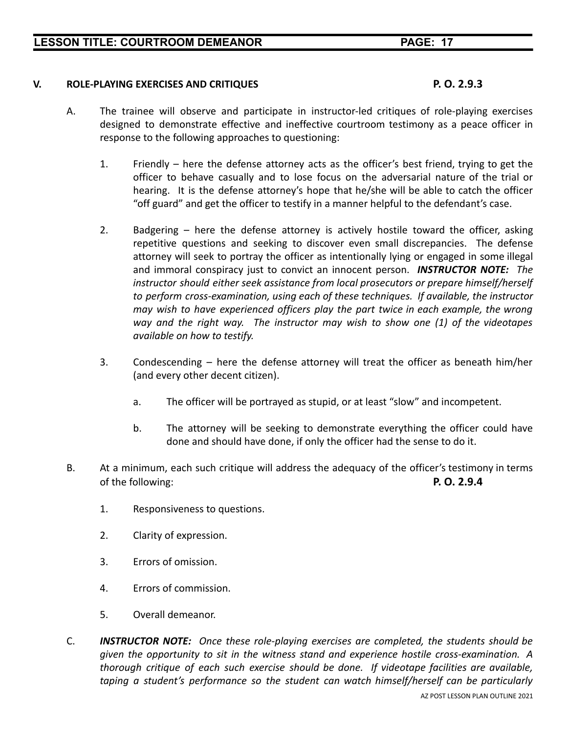## V. ROLE-PLAYING EXERCISES AND CRITIQUES **P. O. 2.9.3**

A. The trainee will observe and participate in instructor-led critiques of role-playing exercises designed to demonstrate effective and ineffective courtroom testimony as a peace officer in response to the following approaches to questioning:

1. Friendly – here the defense attorney acts as the officer's best friend, trying to get the officer to behave casually and to lose focus on the adversarial nature of the trial or hearing. It is the defense attorney's hope that he/she will be able to catch the officer "off guard" and get the officer to testify in a manner helpful to the defendant's case.

2. Badgering – here the defense attorney is actively hostile toward the officer, asking repetitive questions and seeking to discover even small discrepancies. The defense attorney will seek to portray the officer as intentionally lying or engaged in some illegal and immoral conspiracy just to convict an innocent person. ***INSTRUCTOR NOTE:*** *The instructor should either seek assistance from local prosecutors or prepare himself/herself to perform cross-examination, using each of these techniques. If available, the instructor may wish to have experienced officers play the part twice in each example, the wrong way and the right way. The instructor may wish to show one (1) of the videotapes available on how to testify.*

3. Condescending – here the defense attorney will treat the officer as beneath him/her (and every other decent citizen).

   a. The officer will be portrayed as stupid, or at least "slow" and incompetent.

   b. The attorney will be seeking to demonstrate everything the officer could have done and should have done, if only the officer had the sense to do it.

B. At a minimum, each such critique will address the adequacy of the officer's testimony in terms of the following: **P. O. 2.9.4**

1. Responsiveness to questions.

2. Clarity of expression.

3. Errors of omission.

4. Errors of commission.

5. Overall demeanor.

C. ***INSTRUCTOR NOTE:*** *Once these role-playing exercises are completed, the students should be given the opportunity to sit in the witness stand and experience hostile cross-examination. A thorough critique of each such exercise should be done. If videotape facilities are available, taping a student's performance so the student can watch himself/herself can be particularly*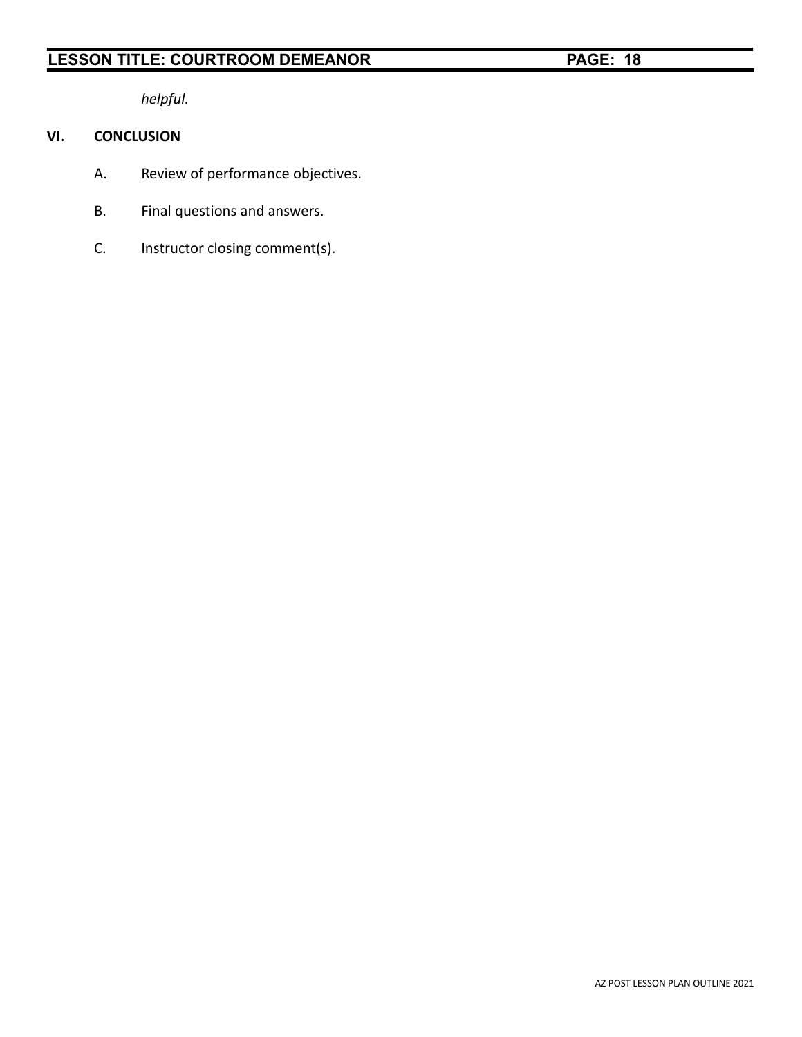*helpful.*

## VI. CONCLUSION

A. Review of performance objectives.

B. Final questions and answers.

C. Instructor closing comment(s).